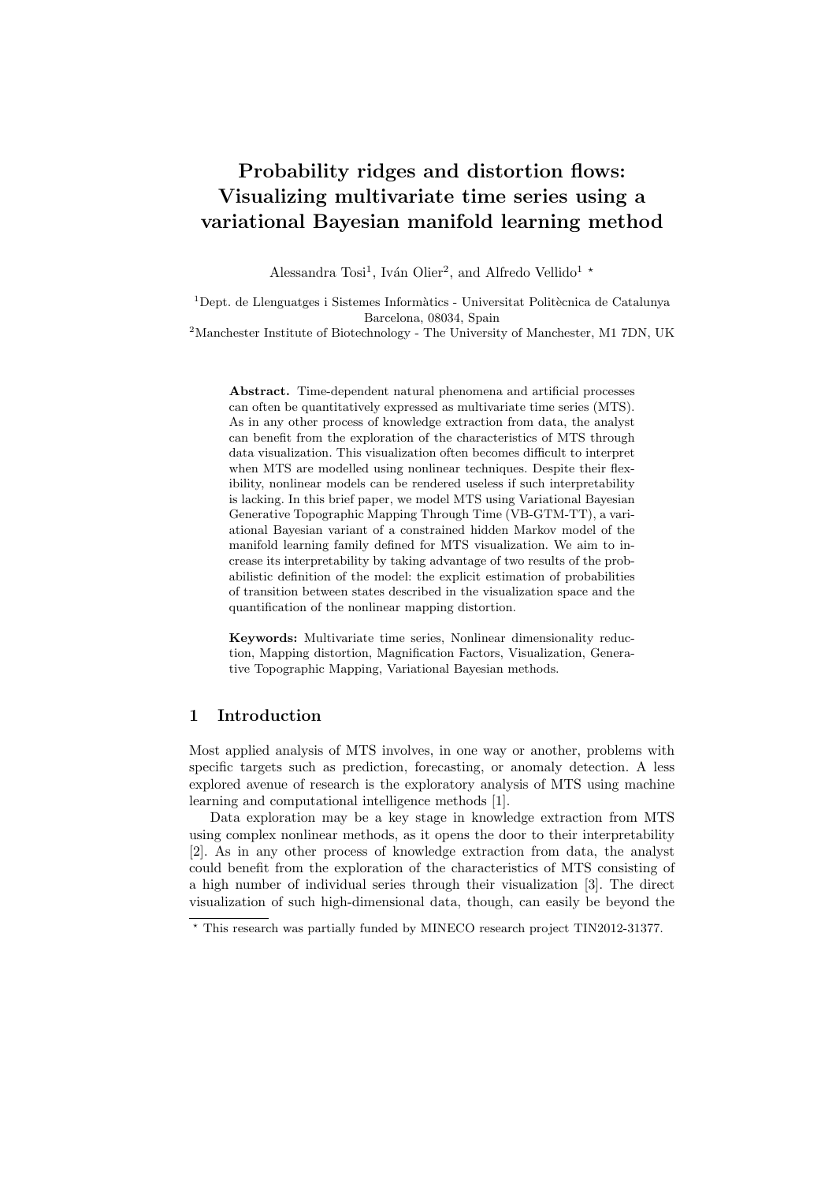# Probability ridges and distortion flows: Visualizing multivariate time series using a variational Bayesian manifold learning method

Alessandra Tosi[1], Iván Olier[2], and Alfredo Vellido[1] ⋆

[1]Dept. de Llenguatges i Sistemes Informàtics - Universitat Politècnica de Catalunya
Barcelona, 08034, Spain
[2]Manchester Institute of Biotechnology - The University of Manchester, M1 7DN, UK

**Abstract.** Time-dependent natural phenomena and artificial processes can often be quantitatively expressed as multivariate time series (MTS). As in any other process of knowledge extraction from data, the analyst can benefit from the exploration of the characteristics of MTS through data visualization. This visualization often becomes difficult to interpret when MTS are modelled using nonlinear techniques. Despite their flexibility, nonlinear models can be rendered useless if such interpretability is lacking. In this brief paper, we model MTS using Variational Bayesian Generative Topographic Mapping Through Time (VB-GTM-TT), a variational Bayesian variant of a constrained hidden Markov model of the manifold learning family defined for MTS visualization. We aim to increase its interpretability by taking advantage of two results of the probabilistic definition of the model: the explicit estimation of probabilities of transition between states described in the visualization space and the quantification of the nonlinear mapping distortion.

**Keywords:** Multivariate time series, Nonlinear dimensionality reduction, Mapping distortion, Magnification Factors, Visualization, Generative Topographic Mapping, Variational Bayesian methods.

## 1 Introduction

Most applied analysis of MTS involves, in one way or another, problems with specific targets such as prediction, forecasting, or anomaly detection. A less explored avenue of research is the exploratory analysis of MTS using machine learning and computational intelligence methods [1].

Data exploration may be a key stage in knowledge extraction from MTS using complex nonlinear methods, as it opens the door to their interpretability [2]. As in any other process of knowledge extraction from data, the analyst could benefit from the exploration of the characteristics of MTS consisting of a high number of individual series through their visualization [3]. The direct visualization of such high-dimensional data, though, can easily be beyond the

⋆ This research was partially funded by MINECO research project TIN2012-31377.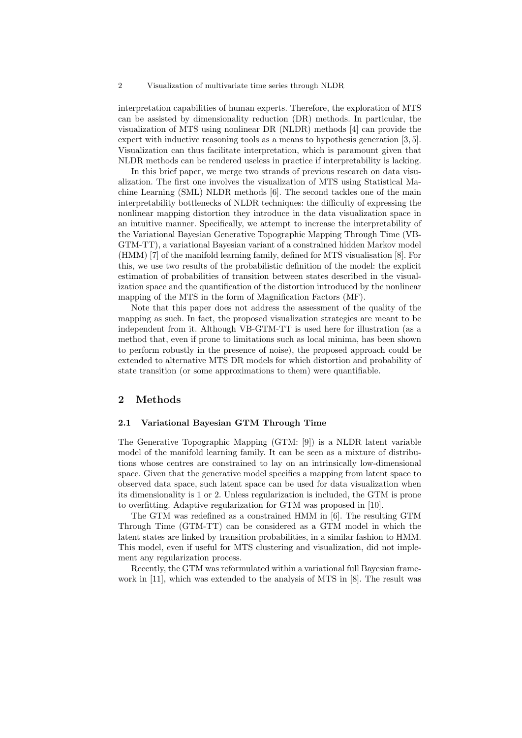interpretation capabilities of human experts. Therefore, the exploration of MTS can be assisted by dimensionality reduction (DR) methods. In particular, the visualization of MTS using nonlinear DR (NLDR) methods [4] can provide the expert with inductive reasoning tools as a means to hypothesis generation [3, 5]. Visualization can thus facilitate interpretation, which is paramount given that NLDR methods can be rendered useless in practice if interpretability is lacking.

In this brief paper, we merge two strands of previous research on data visualization. The first one involves the visualization of MTS using Statistical Machine Learning (SML) NLDR methods [6]. The second tackles one of the main interpretability bottlenecks of NLDR techniques: the difficulty of expressing the nonlinear mapping distortion they introduce in the data visualization space in an intuitive manner. Specifically, we attempt to increase the interpretability of the Variational Bayesian Generative Topographic Mapping Through Time (VB-GTM-TT), a variational Bayesian variant of a constrained hidden Markov model (HMM) [7] of the manifold learning family, defined for MTS visualisation [8]. For this, we use two results of the probabilistic definition of the model: the explicit estimation of probabilities of transition between states described in the visualization space and the quantification of the distortion introduced by the nonlinear mapping of the MTS in the form of Magnification Factors (MF).

Note that this paper does not address the assessment of the quality of the mapping as such. In fact, the proposed visualization strategies are meant to be independent from it. Although VB-GTM-TT is used here for illustration (as a method that, even if prone to limitations such as local minima, has been shown to perform robustly in the presence of noise), the proposed approach could be extended to alternative MTS DR models for which distortion and probability of state transition (or some approximations to them) were quantifiable.

## 2 Methods

### 2.1 Variational Bayesian GTM Through Time

The Generative Topographic Mapping (GTM: [9]) is a NLDR latent variable model of the manifold learning family. It can be seen as a mixture of distributions whose centres are constrained to lay on an intrinsically low-dimensional space. Given that the generative model specifies a mapping from latent space to observed data space, such latent space can be used for data visualization when its dimensionality is 1 or 2. Unless regularization is included, the GTM is prone to overfitting. Adaptive regularization for GTM was proposed in [10].

The GTM was redefined as a constrained HMM in [6]. The resulting GTM Through Time (GTM-TT) can be considered as a GTM model in which the latent states are linked by transition probabilities, in a similar fashion to HMM. This model, even if useful for MTS clustering and visualization, did not implement any regularization process.

Recently, the GTM was reformulated within a variational full Bayesian framework in [11], which was extended to the analysis of MTS in [8]. The result was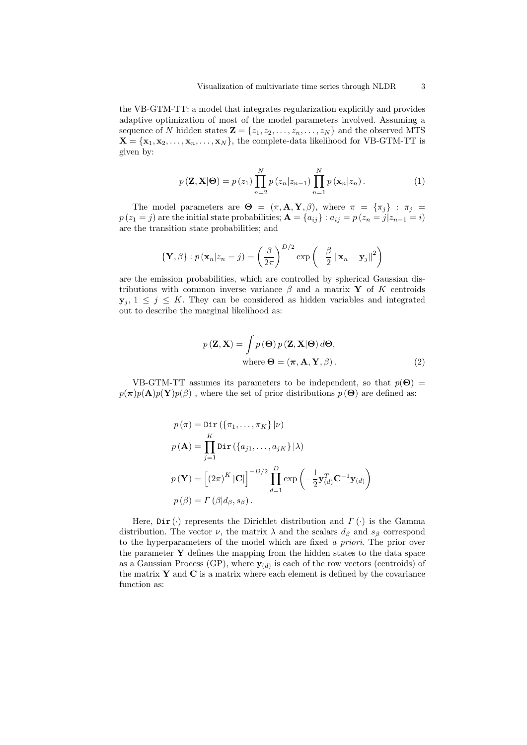the VB-GTM-TT: a model that integrates regularization explicitly and provides adaptive optimization of most of the model parameters involved. Assuming a sequence of $N$ hidden states $\mathbf{Z} = \{z_1, z_2, \ldots, z_n, \ldots, z_N\}$ and the observed MTS $\mathbf{X} = \{\mathbf{x}_1, \mathbf{x}_2, \ldots, \mathbf{x}_n, \ldots, \mathbf{x}_N\}$, the complete-data likelihood for VB-GTM-TT is given by:

$$p\left(\mathbf{Z}, \mathbf{X}|\boldsymbol{\Theta}\right) = p\left(z_1\right) \prod_{n=2}^{N} p\left(z_n|z_{n-1}\right) \prod_{n=1}^{N} p\left(\mathbf{x}_n|z_n\right). \tag{1}$$

The model parameters are $\boldsymbol{\Theta} = (\pi, \mathbf{A}, \mathbf{Y}, \beta)$, where $\pi = \{\pi_j\} : \pi_j = p\left(z_1 = j\right)$ are the initial state probabilities; $\mathbf{A} = \{a_{ij}\} : a_{ij} = p\left(z_n = j|z_{n-1} = i\right)$ are the transition state probabilities; and

$$\{\mathbf{Y}, \beta\} : p\left(\mathbf{x}_n|z_n = j\right) = \left(\frac{\beta}{2\pi}\right)^{D/2} \exp\left(-\frac{\beta}{2}\left\|\mathbf{x}_n - \mathbf{y}_j\right\|^2\right)$$

are the emission probabilities, which are controlled by spherical Gaussian distributions with common inverse variance $\beta$ and a matrix $\mathbf{Y}$ of $K$ centroids $\mathbf{y}_j$, $1 \leq j \leq K$. They can be considered as hidden variables and integrated out to describe the marginal likelihood as:

$$p\left(\mathbf{Z}, \mathbf{X}\right) = \int p\left(\boldsymbol{\Theta}\right) p\left(\mathbf{Z}, \mathbf{X}|\boldsymbol{\Theta}\right) d\boldsymbol{\Theta},$$
$$\text{where } \boldsymbol{\Theta} = \left(\boldsymbol{\pi}, \mathbf{A}, \mathbf{Y}, \beta\right). \tag{2}$$

VB-GTM-TT assumes its parameters to be independent, so that $p(\boldsymbol{\Theta}) = p(\boldsymbol{\pi})p(\mathbf{A})p(\mathbf{Y})p(\beta)$ , where the set of prior distributions $p\left(\boldsymbol{\Theta}\right)$ are defined as:

$$p\left(\pi\right) = \mathtt{Dir}\left(\{\pi_1, \ldots, \pi_K\}|\nu\right)$$
$$p\left(\mathbf{A}\right) = \prod_{j=1}^{K} \mathtt{Dir}\left(\{a_{j1}, \ldots, a_{jK}\}|\lambda\right)$$
$$p\left(\mathbf{Y}\right) = \left[\left(2\pi\right)^K |\mathbf{C}|\right]^{-D/2} \prod_{d=1}^{D} \exp\left(-\frac{1}{2}\mathbf{y}_{(d)}^T \mathbf{C}^{-1} \mathbf{y}_{(d)}\right)$$
$$p\left(\beta\right) = \Gamma\left(\beta|d_\beta, s_\beta\right).$$

Here, $\mathtt{Dir}\left(\cdot\right)$ represents the Dirichlet distribution and $\Gamma\left(\cdot\right)$ is the Gamma distribution. The vector $\nu$, the matrix $\lambda$ and the scalars $d_\beta$ and $s_\beta$ correspond to the hyperparameters of the model which are fixed *a priori*. The prior over the parameter $\mathbf{Y}$ defines the mapping from the hidden states to the data space as a Gaussian Process (GP), where $\mathbf{y}_{(d)}$ is each of the row vectors (centroids) of the matrix $\mathbf{Y}$ and $\mathbf{C}$ is a matrix where each element is defined by the covariance function as: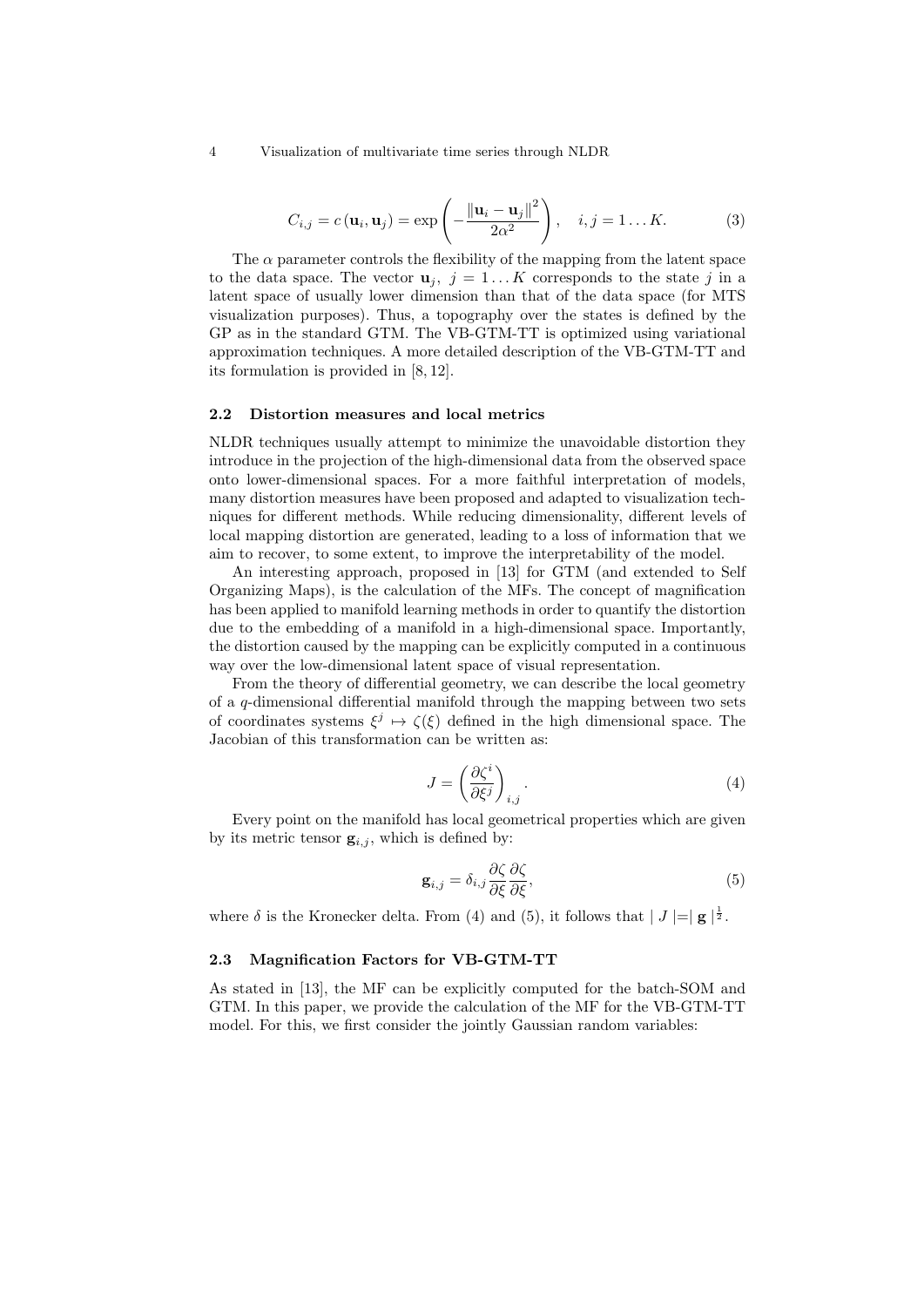$$C_{i,j} = c(\mathbf{u}_i, \mathbf{u}_j) = \exp\left(-\frac{\|\mathbf{u}_i - \mathbf{u}_j\|^2}{2\alpha^2}\right), \quad i, j = 1 \dots K. \tag{3}$$

The $\alpha$ parameter controls the flexibility of the mapping from the latent space to the data space. The vector $\mathbf{u}_j,\ j = 1 \dots K$ corresponds to the state $j$ in a latent space of usually lower dimension than that of the data space (for MTS visualization purposes). Thus, a topography over the states is defined by the GP as in the standard GTM. The VB-GTM-TT is optimized using variational approximation techniques. A more detailed description of the VB-GTM-TT and its formulation is provided in [8, 12].

### 2.2 Distortion measures and local metrics

NLDR techniques usually attempt to minimize the unavoidable distortion they introduce in the projection of the high-dimensional data from the observed space onto lower-dimensional spaces. For a more faithful interpretation of models, many distortion measures have been proposed and adapted to visualization techniques for different methods. While reducing dimensionality, different levels of local mapping distortion are generated, leading to a loss of information that we aim to recover, to some extent, to improve the interpretability of the model.

An interesting approach, proposed in [13] for GTM (and extended to Self Organizing Maps), is the calculation of the MFs. The concept of magnification has been applied to manifold learning methods in order to quantify the distortion due to the embedding of a manifold in a high-dimensional space. Importantly, the distortion caused by the mapping can be explicitly computed in a continuous way over the low-dimensional latent space of visual representation.

From the theory of differential geometry, we can describe the local geometry of a $q$-dimensional differential manifold through the mapping between two sets of coordinates systems $\xi^j \mapsto \zeta(\xi)$ defined in the high dimensional space. The Jacobian of this transformation can be written as:

$$J = \left(\frac{\partial \zeta^i}{\partial \xi^j}\right)_{i,j}. \tag{4}$$

Every point on the manifold has local geometrical properties which are given by its metric tensor $\mathbf{g}_{i,j}$, which is defined by:

$$\mathbf{g}_{i,j} = \delta_{i,j} \frac{\partial \zeta}{\partial \xi} \frac{\partial \zeta}{\partial \xi}, \tag{5}$$

where $\delta$ is the Kronecker delta. From (4) and (5), it follows that $\mid J \mid = \mid \mathbf{g} \mid^{\frac{1}{2}}$.

### 2.3 Magnification Factors for VB-GTM-TT

As stated in [13], the MF can be explicitly computed for the batch-SOM and GTM. In this paper, we provide the calculation of the MF for the VB-GTM-TT model. For this, we first consider the jointly Gaussian random variables: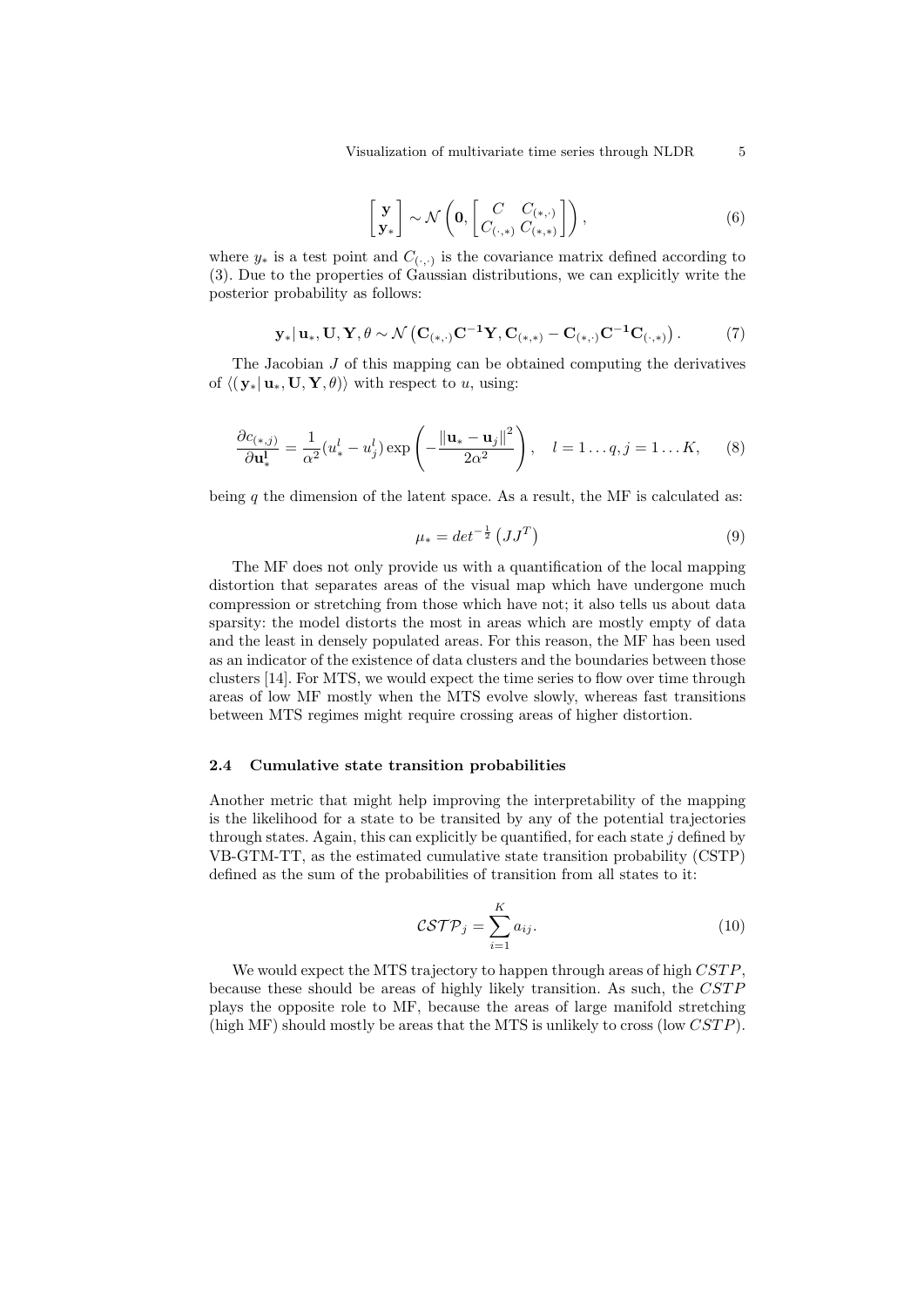$$
\begin{bmatrix} \mathbf{y} \\ \mathbf{y}_* \end{bmatrix} \sim \mathcal{N}\left(\mathbf{0}, \begin{bmatrix} C & C_{(*,\cdot)} \\ C_{(\cdot,*)} & C_{(*,*)} \end{bmatrix}\right), \tag{6}
$$

where $y_*$ is a test point and $C_{(\cdot,\cdot)}$ is the covariance matrix defined according to (3). Due to the properties of Gaussian distributions, we can explicitly write the posterior probability as follows:

$$
\mathbf{y}_* | \, \mathbf{u}_*, \mathbf{U}, \mathbf{Y}, \theta \sim \mathcal{N}\left(\mathbf{C}_{(*,\cdot)}\mathbf{C}^{-1}\mathbf{Y}, \mathbf{C}_{(*,*)} - \mathbf{C}_{(*,\cdot)}\mathbf{C}^{-1}\mathbf{C}_{(\cdot,*)}\right). \tag{7}
$$

The Jacobian $J$ of this mapping can be obtained computing the derivatives of $\langle(\mathbf{y}_* | \, \mathbf{u}_*, \mathbf{U}, \mathbf{Y}, \theta)\rangle$ with respect to $u$, using:

$$
\frac{\partial c_{(*,j)}}{\partial \mathbf{u}_*^{\mathbf{l}}} = \frac{1}{\alpha^2}(u_*^l - u_j^l) \exp\left(-\frac{\left\|\mathbf{u}_* - \mathbf{u}_j\right\|^2}{2\alpha^2}\right), \quad l = 1 \ldots q, j = 1 \ldots K, \tag{8}
$$

being $q$ the dimension of the latent space. As a result, the MF is calculated as:

$$
\mu_* = det^{-\frac{1}{2}}\left(JJ^T\right) \tag{9}
$$

The MF does not only provide us with a quantification of the local mapping distortion that separates areas of the visual map which have undergone much compression or stretching from those which have not; it also tells us about data sparsity: the model distorts the most in areas which are mostly empty of data and the least in densely populated areas. For this reason, the MF has been used as an indicator of the existence of data clusters and the boundaries between those clusters [14]. For MTS, we would expect the time series to flow over time through areas of low MF mostly when the MTS evolve slowly, whereas fast transitions between MTS regimes might require crossing areas of higher distortion.

### 2.4 Cumulative state transition probabilities

Another metric that might help improving the interpretability of the mapping is the likelihood for a state to be transited by any of the potential trajectories through states. Again, this can explicitly be quantified, for each state $j$ defined by VB-GTM-TT, as the estimated cumulative state transition probability (CSTP) defined as the sum of the probabilities of transition from all states to it:

$$
\mathcal{CSTP}_j = \sum_{i=1}^{K} a_{ij}. \tag{10}
$$

We would expect the MTS trajectory to happen through areas of high $CSTP$, because these should be areas of highly likely transition. As such, the $CSTP$ plays the opposite role to MF, because the areas of large manifold stretching (high MF) should mostly be areas that the MTS is unlikely to cross (low $CSTP$).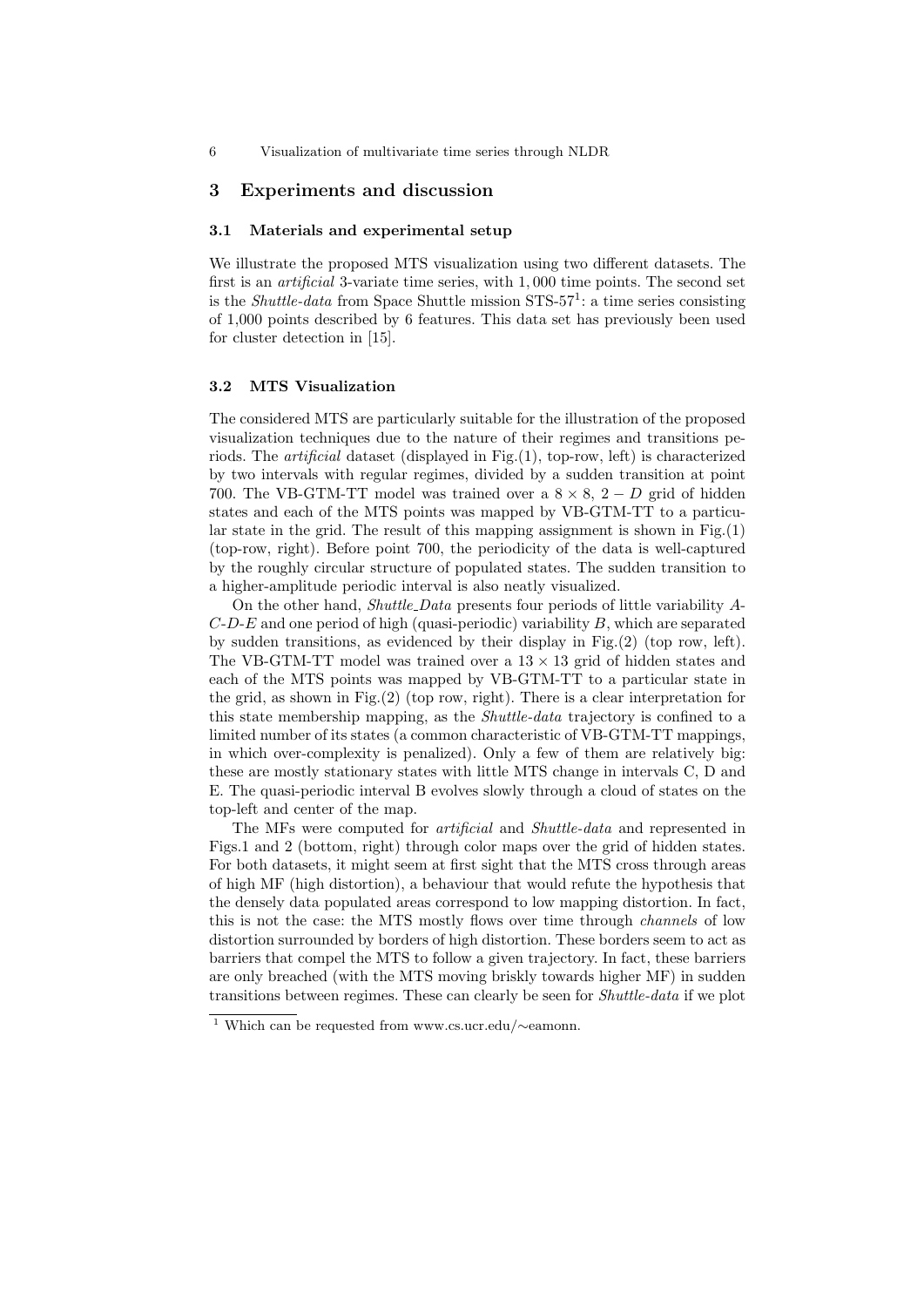## 3 Experiments and discussion

### 3.1 Materials and experimental setup

We illustrate the proposed MTS visualization using two different datasets. The first is an *artificial* 3-variate time series, with 1,000 time points. The second set is the *Shuttle-data* from Space Shuttle mission STS-57[1]: a time series consisting of 1,000 points described by 6 features. This data set has previously been used for cluster detection in [15].

### 3.2 MTS Visualization

The considered MTS are particularly suitable for the illustration of the proposed visualization techniques due to the nature of their regimes and transitions periods. The *artificial* dataset (displayed in Fig.(1), top-row, left) is characterized by two intervals with regular regimes, divided by a sudden transition at point 700. The VB-GTM-TT model was trained over a $8 \times 8$, $2-D$ grid of hidden states and each of the MTS points was mapped by VB-GTM-TT to a particular state in the grid. The result of this mapping assignment is shown in Fig.(1) (top-row, right). Before point 700, the periodicity of the data is well-captured by the roughly circular structure of populated states. The sudden transition to a higher-amplitude periodic interval is also neatly visualized.

On the other hand, *Shuttle_Data* presents four periods of little variability *A-C-D-E* and one period of high (quasi-periodic) variability *B*, which are separated by sudden transitions, as evidenced by their display in Fig.(2) (top row, left). The VB-GTM-TT model was trained over a $13 \times 13$ grid of hidden states and each of the MTS points was mapped by VB-GTM-TT to a particular state in the grid, as shown in Fig.(2) (top row, right). There is a clear interpretation for this state membership mapping, as the *Shuttle-data* trajectory is confined to a limited number of its states (a common characteristic of VB-GTM-TT mappings, in which over-complexity is penalized). Only a few of them are relatively big: these are mostly stationary states with little MTS change in intervals C, D and E. The quasi-periodic interval B evolves slowly through a cloud of states on the top-left and center of the map.

The MFs were computed for *artificial* and *Shuttle-data* and represented in Figs.1 and 2 (bottom, right) through color maps over the grid of hidden states. For both datasets, it might seem at first sight that the MTS cross through areas of high MF (high distortion), a behaviour that would refute the hypothesis that the densely data populated areas correspond to low mapping distortion. In fact, this is not the case: the MTS mostly flows over time through *channels* of low distortion surrounded by borders of high distortion. These borders seem to act as barriers that compel the MTS to follow a given trajectory. In fact, these barriers are only breached (with the MTS moving briskly towards higher MF) in sudden transitions between regimes. These can clearly be seen for *Shuttle-data* if we plot

[1] Which can be requested from www.cs.ucr.edu/∼eamonn.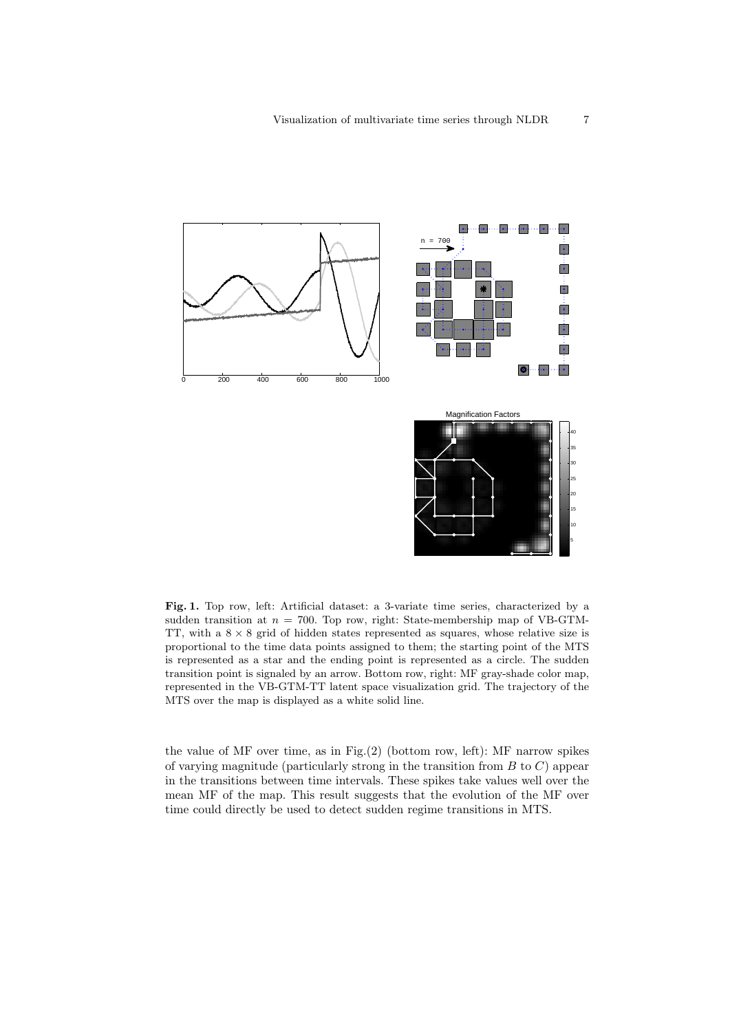**Fig. 1.** Top row, left: Artificial dataset: a 3-variate time series, characterized by a sudden transition at $n = 700$. Top row, right: State-membership map of VB-GTM-TT, with a $8 \times 8$ grid of hidden states represented as squares, whose relative size is proportional to the time data points assigned to them; the starting point of the MTS is represented as a star and the ending point is represented as a circle. The sudden transition point is signaled by an arrow. Bottom row, right: MF gray-shade color map, represented in the VB-GTM-TT latent space visualization grid. The trajectory of the MTS over the map is displayed as a white solid line.

the value of MF over time, as in Fig.(2) (bottom row, left): MF narrow spikes of varying magnitude (particularly strong in the transition from $B$ to $C$) appear in the transitions between time intervals. These spikes take values well over the mean MF of the map. This result suggests that the evolution of the MF over time could directly be used to detect sudden regime transitions in MTS.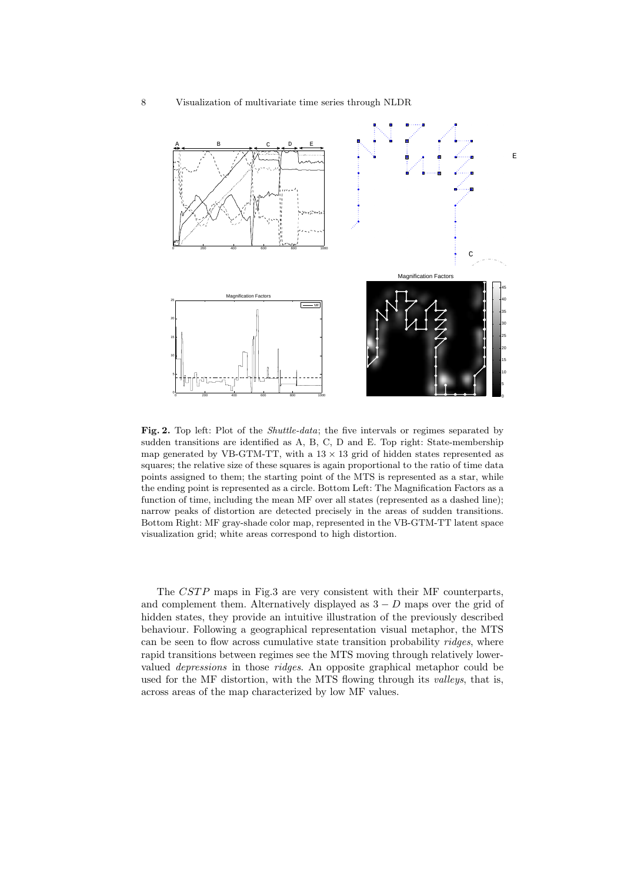**Fig. 2.** Top left: Plot of the *Shuttle-data*; the five intervals or regimes separated by sudden transitions are identified as A, B, C, D and E. Top right: State-membership map generated by VB-GTM-TT, with a $13 \times 13$ grid of hidden states represented as squares; the relative size of these squares is again proportional to the ratio of time data points assigned to them; the starting point of the MTS is represented as a star, while the ending point is represented as a circle. Bottom Left: The Magnification Factors as a function of time, including the mean MF over all states (represented as a dashed line); narrow peaks of distortion are detected precisely in the areas of sudden transitions. Bottom Right: MF gray-shade color map, represented in the VB-GTM-TT latent space visualization grid; white areas correspond to high distortion.

The $CSTP$ maps in Fig.3 are very consistent with their MF counterparts, and complement them. Alternatively displayed as $3-D$ maps over the grid of hidden states, they provide an intuitive illustration of the previously described behaviour. Following a geographical representation visual metaphor, the MTS can be seen to flow across cumulative state transition probability *ridges*, where rapid transitions between regimes see the MTS moving through relatively lower-valued *depressions* in those *ridges*. An opposite graphical metaphor could be used for the MF distortion, with the MTS flowing through its *valleys*, that is, across areas of the map characterized by low MF values.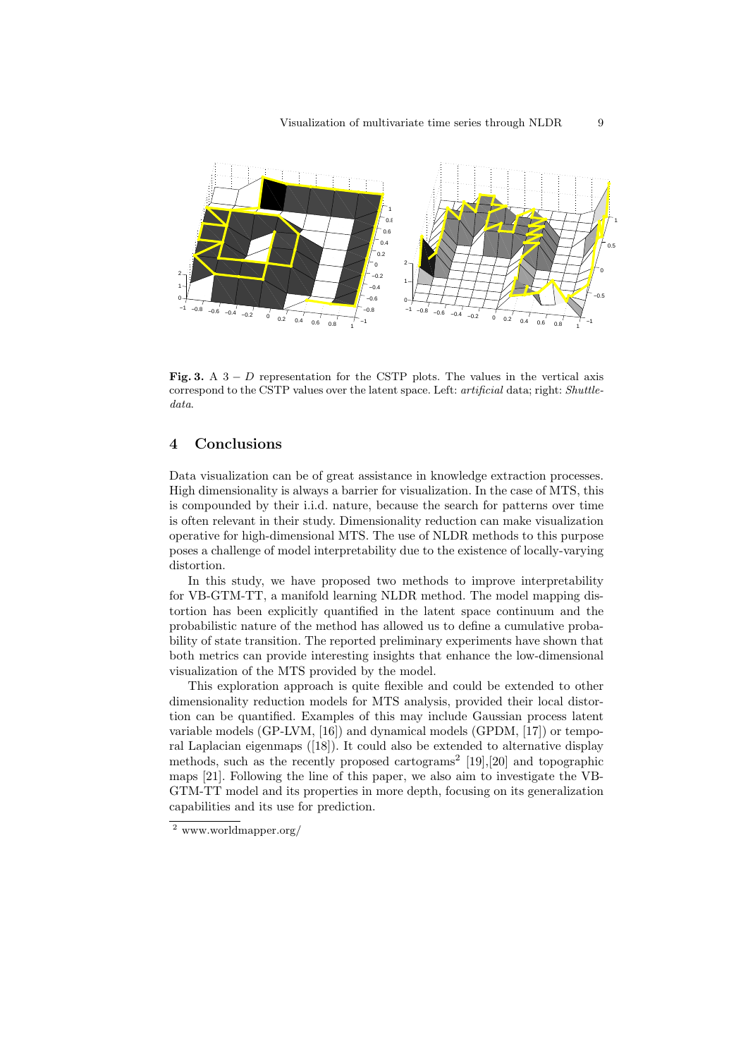**Fig. 3.** A $3-D$ representation for the CSTP plots. The values in the vertical axis correspond to the CSTP values over the latent space. Left: *artificial* data; right: *Shuttle-data*.

## 4 Conclusions

Data visualization can be of great assistance in knowledge extraction processes. High dimensionality is always a barrier for visualization. In the case of MTS, this is compounded by their i.i.d. nature, because the search for patterns over time is often relevant in their study. Dimensionality reduction can make visualization operative for high-dimensional MTS. The use of NLDR methods to this purpose poses a challenge of model interpretability due to the existence of locally-varying distortion.

In this study, we have proposed two methods to improve interpretability for VB-GTM-TT, a manifold learning NLDR method. The model mapping distortion has been explicitly quantified in the latent space continuum and the probabilistic nature of the method has allowed us to define a cumulative probability of state transition. The reported preliminary experiments have shown that both metrics can provide interesting insights that enhance the low-dimensional visualization of the MTS provided by the model.

This exploration approach is quite flexible and could be extended to other dimensionality reduction models for MTS analysis, provided their local distortion can be quantified. Examples of this may include Gaussian process latent variable models (GP-LVM, [16]) and dynamical models (GPDM, [17]) or temporal Laplacian eigenmaps ([18]). It could also be extended to alternative display methods, such as the recently proposed cartograms[2] [19],[20] and topographic maps [21]. Following the line of this paper, we also aim to investigate the VB-GTM-TT model and its properties in more depth, focusing on its generalization capabilities and its use for prediction.

[2] www.worldmapper.org/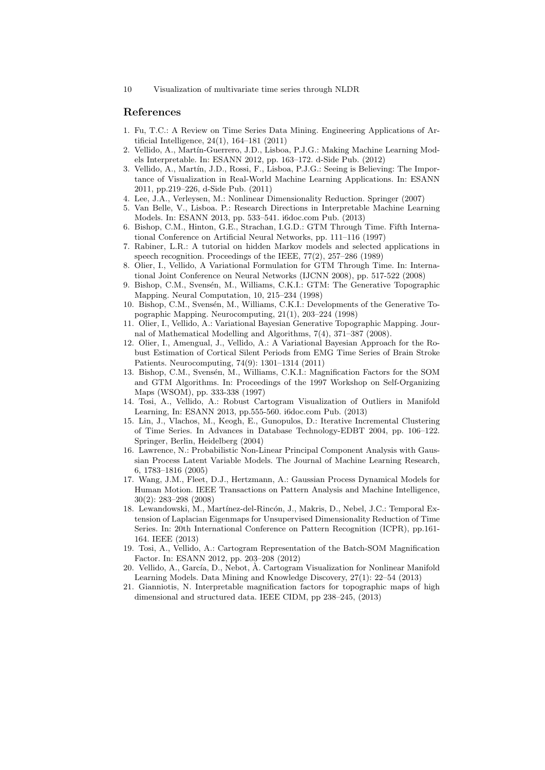## References

1. Fu, T.C.: A Review on Time Series Data Mining. Engineering Applications of Artificial Intelligence, 24(1), 164–181 (2011)
2. Vellido, A., Martín-Guerrero, J.D., Lisboa, P.J.G.: Making Machine Learning Models Interpretable. In: ESANN 2012, pp. 163–172. d-Side Pub. (2012)
3. Vellido, A., Martín, J.D., Rossi, F., Lisboa, P.J.G.: Seeing is Believing: The Importance of Visualization in Real-World Machine Learning Applications. In: ESANN 2011, pp.219–226, d-Side Pub. (2011)
4. Lee, J.A., Verleysen, M.: Nonlinear Dimensionality Reduction. Springer (2007)
5. Van Belle, V., Lisboa. P.: Research Directions in Interpretable Machine Learning Models. In: ESANN 2013, pp. 533–541. i6doc.com Pub. (2013)
6. Bishop, C.M., Hinton, G.E., Strachan, I.G.D.: GTM Through Time. Fifth International Conference on Artificial Neural Networks, pp. 111–116 (1997)
7. Rabiner, L.R.: A tutorial on hidden Markov models and selected applications in speech recognition. Proceedings of the IEEE, 77(2), 257–286 (1989)
8. Olier, I., Vellido, A Variational Formulation for GTM Through Time. In: International Joint Conference on Neural Networks (IJCNN 2008), pp. 517-522 (2008)
9. Bishop, C.M., Svensén, M., Williams, C.K.I.: GTM: The Generative Topographic Mapping. Neural Computation, 10, 215–234 (1998)
10. Bishop, C.M., Svensén, M., Williams, C.K.I.: Developments of the Generative Topographic Mapping. Neurocomputing, 21(1), 203–224 (1998)
11. Olier, I., Vellido, A.: Variational Bayesian Generative Topographic Mapping. Journal of Mathematical Modelling and Algorithms, 7(4), 371–387 (2008).
12. Olier, I., Amengual, J., Vellido, A.: A Variational Bayesian Approach for the Robust Estimation of Cortical Silent Periods from EMG Time Series of Brain Stroke Patients. Neurocomputing, 74(9): 1301–1314 (2011)
13. Bishop, C.M., Svensén, M., Williams, C.K.I.: Magnification Factors for the SOM and GTM Algorithms. In: Proceedings of the 1997 Workshop on Self-Organizing Maps (WSOM), pp. 333-338 (1997)
14. Tosi, A., Vellido, A.: Robust Cartogram Visualization of Outliers in Manifold Learning, In: ESANN 2013, pp.555-560. i6doc.com Pub. (2013)
15. Lin, J., Vlachos, M., Keogh, E., Gunopulos, D.: Iterative Incremental Clustering of Time Series. In Advances in Database Technology-EDBT 2004, pp. 106–122. Springer, Berlin, Heidelberg (2004)
16. Lawrence, N.: Probabilistic Non-Linear Principal Component Analysis with Gaussian Process Latent Variable Models. The Journal of Machine Learning Research, 6, 1783–1816 (2005)
17. Wang, J.M., Fleet, D.J., Hertzmann, A.: Gaussian Process Dynamical Models for Human Motion. IEEE Transactions on Pattern Analysis and Machine Intelligence, 30(2): 283–298 (2008)
18. Lewandowski, M., Martínez-del-Rincón, J., Makris, D., Nebel, J.C.: Temporal Extension of Laplacian Eigenmaps for Unsupervised Dimensionality Reduction of Time Series. In: 20th International Conference on Pattern Recognition (ICPR), pp.161-164. IEEE (2013)
19. Tosi, A., Vellido, A.: Cartogram Representation of the Batch-SOM Magnification Factor. In: ESANN 2012, pp. 203–208 (2012)
20. Vellido, A., García, D., Nebot, À. Cartogram Visualization for Nonlinear Manifold Learning Models. Data Mining and Knowledge Discovery, 27(1): 22–54 (2013)
21. Gianniotis, N. Interpretable magnification factors for topographic maps of high dimensional and structured data. IEEE CIDM, pp 238–245, (2013)